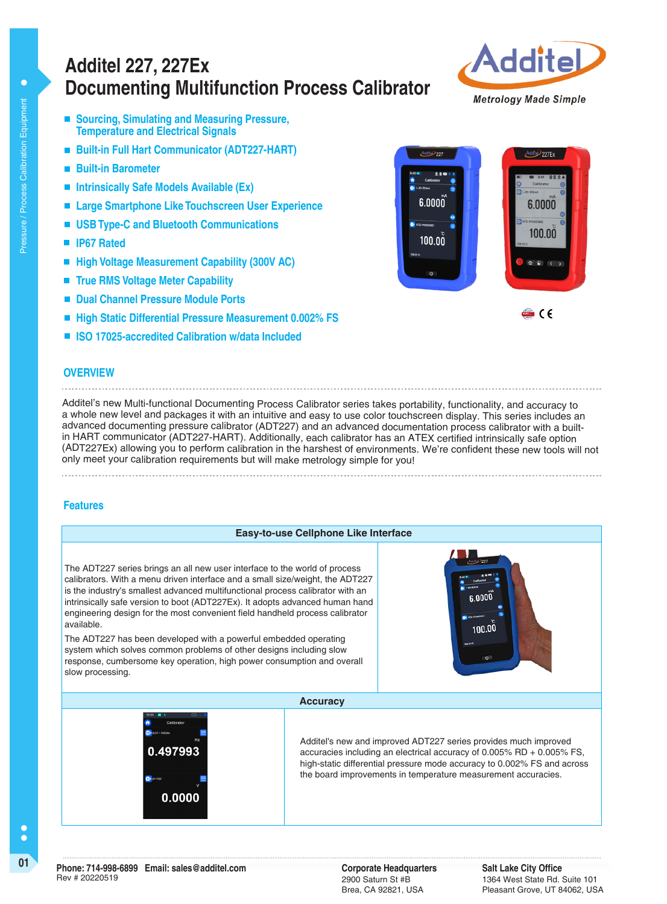# Additel 227, 227Ex
# Documenting Multifunction Process Calibrator

*Metrology Made Simple*

- Sourcing, Simulating and Measuring Pressure, Temperature and Electrical Signals
- Built-in Full Hart Communicator (ADT227-HART)
- Built-in Barometer
- Intrinsically Safe Models Available (Ex)
- Large Smartphone Like Touchscreen User Experience
- USB Type-C and Bluetooth Communications
- IP67 Rated
- High Voltage Measurement Capability (300V AC)
- True RMS Voltage Meter Capability
- Dual Channel Pressure Module Ports
- High Static Differential Pressure Measurement 0.002% FS
- ISO 17025-accredited Calibration w/data Included

## OVERVIEW

Additel's new Multi-functional Documenting Process Calibrator series takes portability, functionality, and accuracy to a whole new level and packages it with an intuitive and easy to use color touchscreen display. This series includes an advanced documenting pressure calibrator (ADT227) and an advanced documentation process calibrator with a built-in HART communicator (ADT227-HART). Additionally, each calibrator has an ATEX certified intrinsically safe option (ADT227Ex) allowing you to perform calibration in the harshest of environments. We're confident these new tools will not only meet your calibration requirements but will make metrology simple for you!

## Features

### Easy-to-use Cellphone Like Interface

The ADT227 series brings an all new user interface to the world of process calibrators. With a menu driven interface and a small size/weight, the ADT227 is the industry's smallest advanced multifunctional process calibrator with an intrinsically safe version to boot (ADT227Ex). It adopts advanced human hand engineering design for the most convenient field handheld process calibrator available.

The ADT227 has been developed with a powerful embedded operating system which solves common problems of other designs including slow response, cumbersome key operation, high power consumption and overall slow processing.

### Accuracy

Additel's new and improved ADT227 series provides much improved accuracies including an electrical accuracy of 0.005% RD + 0.005% FS, high-static differential pressure mode accuracy to 0.002% FS and across the board improvements in temperature measurement accuracies.

**Phone: 714-998-6899 Email: sales@additel.com**
Rev # 20220519

**Corporate Headquarters**
2900 Saturn St #B
Brea, CA 92821, USA

**Salt Lake City Office**
1364 West State Rd. Suite 101
Pleasant Grove, UT 84062, USA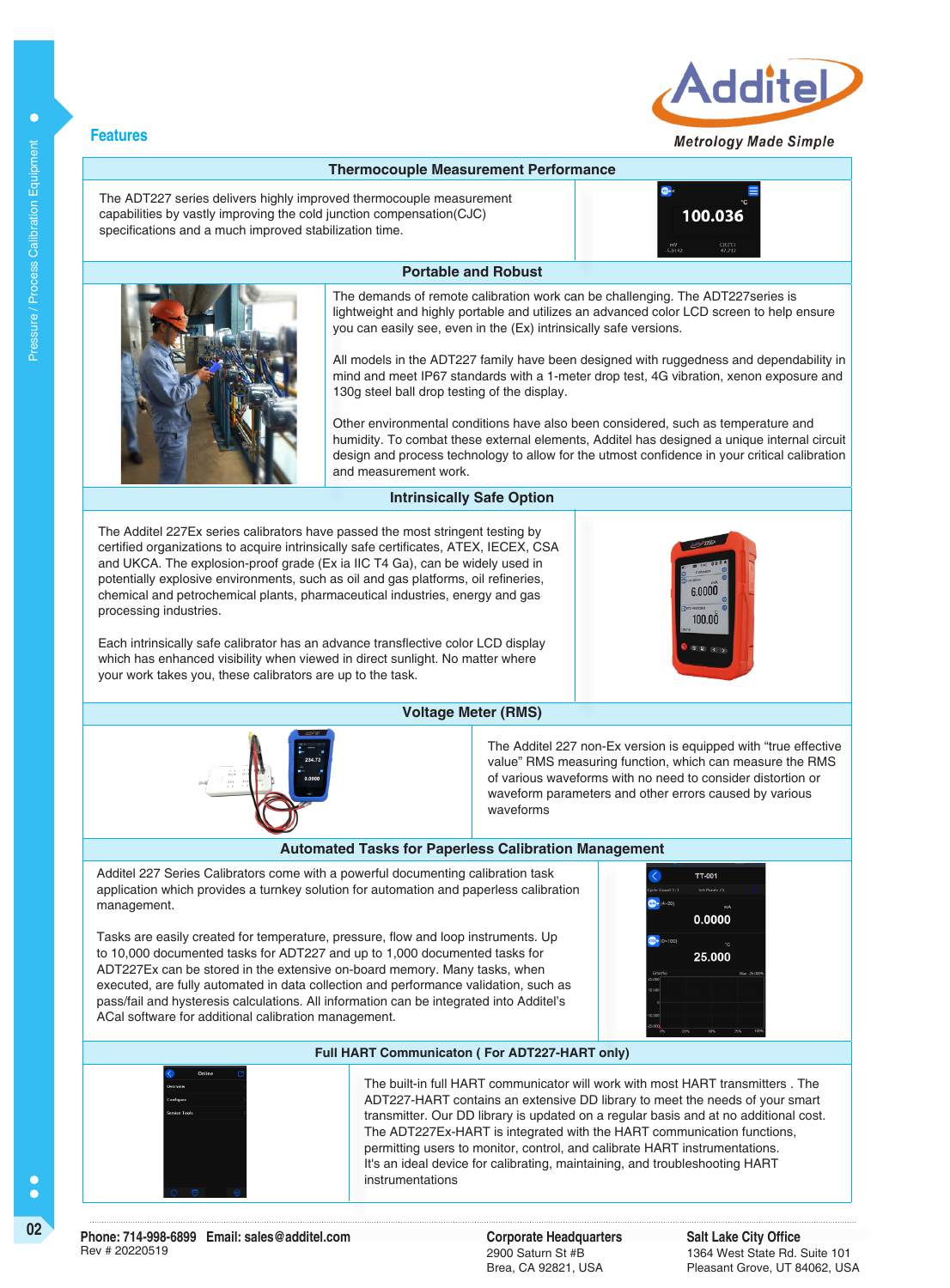## Features

### Thermocouple Measurement Performance

The ADT227 series delivers highly improved thermocouple measurement capabilities by vastly improving the cold junction compensation(CJC) specifications and a much improved stabilization time.

### Portable and Robust

The demands of remote calibration work can be challenging. The ADT227series is lightweight and highly portable and utilizes an advanced color LCD screen to help ensure you can easily see, even in the (Ex) intrinsically safe versions.

All models in the ADT227 family have been designed with ruggedness and dependability in mind and meet IP67 standards with a 1-meter drop test, 4G vibration, xenon exposure and 130g steel ball drop testing of the display.

Other environmental conditions have also been considered, such as temperature and humidity. To combat these external elements, Additel has designed a unique internal circuit design and process technology to allow for the utmost confidence in your critical calibration and measurement work.

### Intrinsically Safe Option

The Additel 227Ex series calibrators have passed the most stringent testing by certified organizations to acquire intrinsically safe certificates, ATEX, IECEX, CSA and UKCA. The explosion-proof grade (Ex ia IIC T4 Ga), can be widely used in potentially explosive environments, such as oil and gas platforms, oil refineries, chemical and petrochemical plants, pharmaceutical industries, energy and gas processing industries.

Each intrinsically safe calibrator has an advance transflective color LCD display which has enhanced visibility when viewed in direct sunlight. No matter where your work takes you, these calibrators are up to the task.

### Voltage Meter (RMS)

The Additel 227 non-Ex version is equipped with "true effective value" RMS measuring function, which can measure the RMS of various waveforms with no need to consider distortion or waveform parameters and other errors caused by various waveforms

### Automated Tasks for Paperless Calibration Management

Additel 227 Series Calibrators come with a powerful documenting calibration task application which provides a turnkey solution for automation and paperless calibration management.

Tasks are easily created for temperature, pressure, flow and loop instruments. Up to 10,000 documented tasks for ADT227 and up to 1,000 documented tasks for ADT227Ex can be stored in the extensive on-board memory. Many tasks, when executed, are fully automated in data collection and performance validation, such as pass/fail and hysteresis calculations. All information can be integrated into Additel's ACal software for additional calibration management.

### Full HART Communicaton ( For ADT227-HART only)

The built-in full HART communicator will work with most HART transmitters . The ADT227-HART contains an extensive DD library to meet the needs of your smart transmitter. Our DD library is updated on a regular basis and at no additional cost. The ADT227Ex-HART is integrated with the HART communication functions, permitting users to monitor, control, and calibrate HART instrumentations. It's an ideal device for calibrating, maintaining, and troubleshooting HART instrumentations

**Phone: 714-998-6899 Email: sales@additel.com**
Rev # 20220519

**Corporate Headquarters**
2900 Saturn St #B
Brea, CA 92821, USA

**Salt Lake City Office**
1364 West State Rd. Suite 101
Pleasant Grove, UT 84062, USA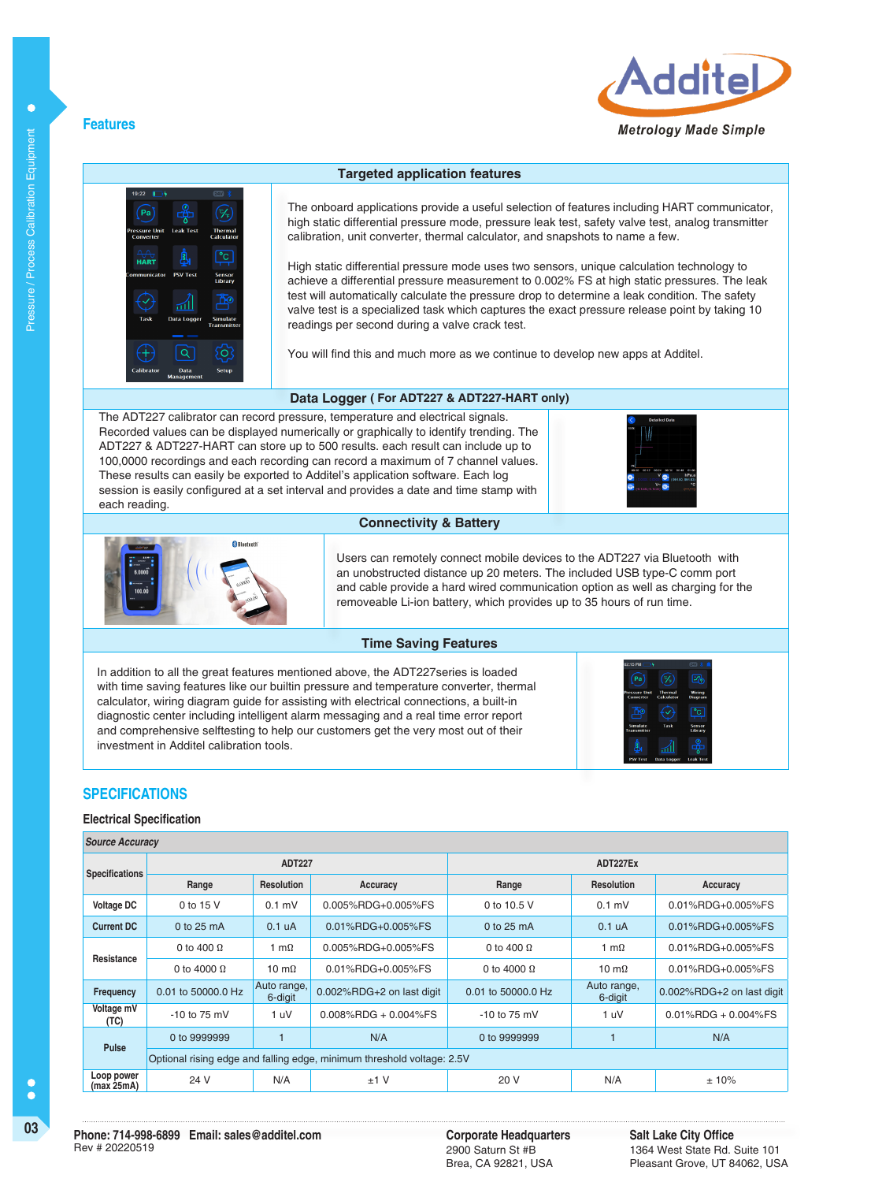## Features

### Targeted application features

The onboard applications provide a useful selection of features including HART communicator, high static differential pressure mode, pressure leak test, safety valve test, analog transmitter calibration, unit converter, thermal calculator, and snapshots to name a few.

High static differential pressure mode uses two sensors, unique calculation technology to achieve a differential pressure measurement to 0.002% FS at high static pressures. The leak test will automatically calculate the pressure drop to determine a leak condition. The safety valve test is a specialized task which captures the exact pressure release point by taking 10 readings per second during a valve crack test.

You will find this and much more as we continue to develop new apps at Additel.

### Data Logger ( For ADT227 & ADT227-HART only)

The ADT227 calibrator can record pressure, temperature and electrical signals. Recorded values can be displayed numerically or graphically to identify trending. The ADT227 & ADT227-HART can store up to 500 results. each result can include up to 100,0000 recordings and each recording can record a maximum of 7 channel values. These results can easily be exported to Additel's application software. Each log session is easily configured at a set interval and provides a date and time stamp with each reading.

### Connectivity & Battery

Users can remotely connect mobile devices to the ADT227 via Bluetooth with an unobstructed distance up 20 meters. The included USB type-C comm port and cable provide a hard wired communication option as well as charging for the removeable Li-ion battery, which provides up to 35 hours of run time.

### Time Saving Features

In addition to all the great features mentioned above, the ADT227series is loaded with time saving features like our builtin pressure and temperature converter, thermal calculator, wiring diagram guide for assisting with electrical connections, a built-in diagnostic center including intelligent alarm messaging and a real time error report and comprehensive selftesting to help our customers get the very most out of their investment in Additel calibration tools.

## SPECIFICATIONS

### Electrical Specification

*Source Accuracy*

| Specifications | ADT227 | | | ADT227Ex | | |
|---|---|---|---|---|---|---|
| | Range | Resolution | Accuracy | Range | Resolution | Accuracy |
| Voltage DC | 0 to 15 V | 0.1 mV | 0.005%RDG+0.005%FS | 0 to 10.5 V | 0.1 mV | 0.01%RDG+0.005%FS |
| Current DC | 0 to 25 mA | 0.1 uA | 0.01%RDG+0.005%FS | 0 to 25 mA | 0.1 uA | 0.01%RDG+0.005%FS |
| Resistance | 0 to 400 Ω | 1 mΩ | 0.005%RDG+0.005%FS | 0 to 400 Ω | 1 mΩ | 0.01%RDG+0.005%FS |
| | 0 to 4000 Ω | 10 mΩ | 0.01%RDG+0.005%FS | 0 to 4000 Ω | 10 mΩ | 0.01%RDG+0.005%FS |
| Frequency | 0.01 to 50000.0 Hz | Auto range, 6-digit | 0.002%RDG+2 on last digit | 0.01 to 50000.0 Hz | Auto range, 6-digit | 0.002%RDG+2 on last digit |
| Voltage mV (TC) | -10 to 75 mV | 1 uV | 0.008%RDG + 0.004%FS | -10 to 75 mV | 1 uV | 0.01%RDG + 0.004%FS |
| Pulse | 0 to 9999999 | 1 | N/A | 0 to 9999999 | 1 | N/A |
| | Optional rising edge and falling edge, minimum threshold voltage: 2.5V | | | | | |
| Loop power (max 25mA) | 24 V | N/A | ±1 V | 20 V | N/A | ± 10% |

Phone: 714-998-6899 Email: sales@additel.com
Rev # 20220519

**Corporate Headquarters**
2900 Saturn St #B
Brea, CA 92821, USA

**Salt Lake City Office**
1364 West State Rd. Suite 101
Pleasant Grove, UT 84062, USA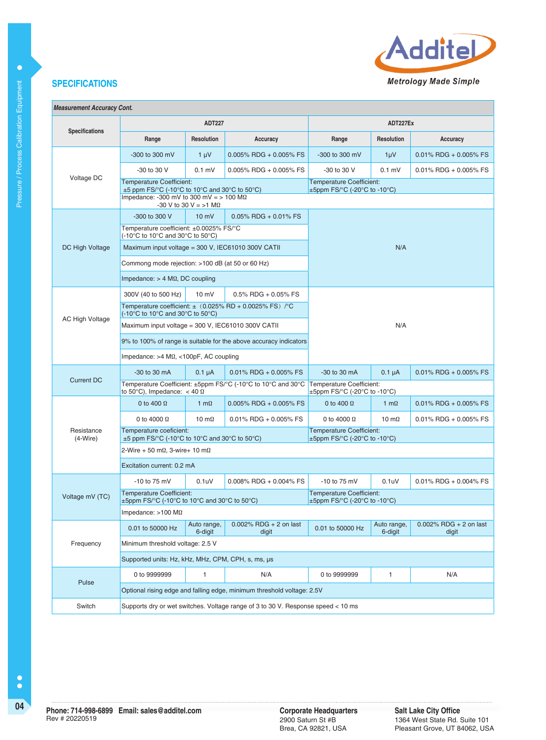## SPECIFICATIONS

Additel — Metrology Made Simple

| Specifications | ADT227 | | | ADT227Ex | | |
|---|---|---|---|---|---|---|
| | Range | Resolution | Accuracy | Range | Resolution | Accuracy |
| *Measurement Accuracy Cont.* | | | | | | |
| Voltage DC | -300 to 300 mV | 1 μV | 0.005% RDG + 0.005% FS | -300 to 300 mV | 1μV | 0.01% RDG + 0.005% FS |
| | -30 to 30 V | 0.1 mV | 0.005% RDG + 0.005% FS | -30 to 30 V | 0.1 mV | 0.01% RDG + 0.005% FS |
| | Temperature Coefficient: ±5 ppm FS/°C (-10°C to 10°C and 30°C to 50°C) | | | Temperature Coefficient: ±5ppm FS/°C (-20°C to -10°C) | | |
| | Impedance: -300 mV to 300 mV = > 100 MΩ -30 V to 30 V = >1 MΩ | | | | | |
| DC High Voltage | -300 to 300 V | 10 mV | 0.05% RDG + 0.01% FS | N/A | | |
| | Temperature coefficient: ±0.0025% FS/°C (-10°C to 10°C and 30°C to 50°C) | | | | | |
| | Maximum input voltage = 300 V, IEC61010 300V CATII | | | | | |
| | Commong mode rejection: >100 dB (at 50 or 60 Hz) | | | | | |
| | Impedance: > 4 MΩ, DC coupling | | | | | |
| AC High Voltage | 300V (40 to 500 Hz) | 10 mV | 0.5% RDG + 0.05% FS | N/A | | |
| | Temperature coefficient: ±（0.025% RD + 0.0025% FS）/°C (-10°C to 10°C and 30°C to 50°C) | | | | | |
| | Maximum input voltage = 300 V, IEC61010 300V CATII | | | | | |
| | 9% to 100% of range is suitable for the above accuracy indicators | | | | | |
| | Impedance: >4 MΩ, <100pF, AC coupling | | | | | |
| Current DC | -30 to 30 mA | 0.1 μA | 0.01% RDG + 0.005% FS | -30 to 30 mA | 0.1 μA | 0.01% RDG + 0.005% FS |
| | Temperature Coefficient: ±5ppm FS/°C (-10°C to 10°C and 30°C to 50°C), Impedance: < 40 Ω | | | Temperature Coefficient: ±5ppm FS/°C (-20°C to -10°C) | | |
| Resistance (4-Wire) | 0 to 400 Ω | 1 mΩ | 0.005% RDG + 0.005% FS | 0 to 400 Ω | 1 mΩ | 0.01% RDG + 0.005% FS |
| | 0 to 4000 Ω | 10 mΩ | 0.01% RDG + 0.005% FS | 0 to 4000 Ω | 10 mΩ | 0.01% RDG + 0.005% FS |
| | Temperature coeficient: ±5 ppm FS/°C (-10°C to 10°C and 30°C to 50°C) | | | Temperature Coefficient: ±5ppm FS/°C (-20°C to -10°C) | | |
| | 2-Wire + 50 mΩ, 3-wire+ 10 mΩ | | | | | |
| | Excitation current: 0.2 mA | | | | | |
| Voltage mV (TC) | -10 to 75 mV | 0.1uV | 0.008% RDG + 0.004% FS | -10 to 75 mV | 0.1uV | 0.01% RDG + 0.004% FS |
| | Temperature Coefficient: ±5ppm FS/°C (-10°C to 10°C and 30°C to 50°C) | | | Temperature Coefficient: ±5ppm FS/°C (-20°C to -10°C) | | |
| | Impedance: >100 MΩ | | | | | |
| Frequency | 0.01 to 50000 Hz | Auto range, 6-digit | 0.002% RDG + 2 on last digit | 0.01 to 50000 Hz | Auto range, 6-digit | 0.002% RDG + 2 on last digit |
| | Minimum threshold voltage: 2.5 V | | | | | |
| | Supported units: Hz, kHz, MHz, CPM, CPH, s, ms, μs | | | | | |
| Pulse | 0 to 9999999 | 1 | N/A | 0 to 9999999 | 1 | N/A |
| | Optional rising edge and falling edge, minimum threshold voltage: 2.5V | | | | | |
| Switch | Supports dry or wet switches. Voltage range of 3 to 30 V. Response speed < 10 ms | | | | | |

**Phone: 714-998-6899 Email: sales@additel.com**
Rev # 20220519

**Corporate Headquarters**
2900 Saturn St #B
Brea, CA 92821, USA

**Salt Lake City Office**
1364 West State Rd. Suite 101
Pleasant Grove, UT 84062, USA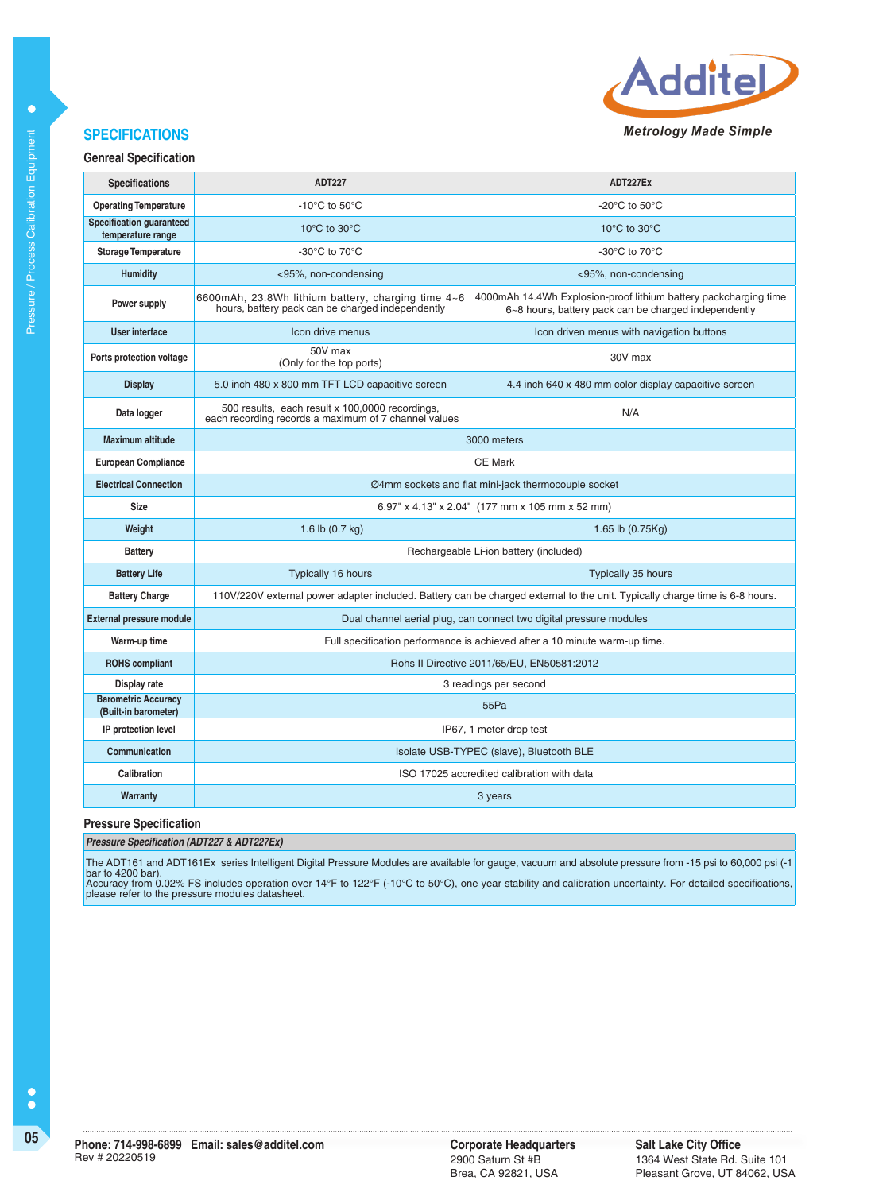## SPECIFICATIONS

### Genreal Specification

| Specifications | ADT227 | ADT227Ex |
|---|---|---|
| Operating Temperature | -10°C to 50°C | -20°C to 50°C |
| Specification guaranteed temperature range | 10°C to 30°C | 10°C to 30°C |
| Storage Temperature | -30°C to 70°C | -30°C to 70°C |
| Humidity | <95%, non-condensing | <95%, non-condensing |
| Power supply | 6600mAh, 23.8Wh lithium battery, charging time 4~6 hours, battery pack can be charged independently | 4000mAh 14.4Wh Explosion-proof lithium battery packcharging time 6~8 hours, battery pack can be charged independently |
| User interface | Icon drive menus | Icon driven menus with navigation buttons |
| Ports protection voltage | 50V max (Only for the top ports) | 30V max |
| Display | 5.0 inch 480 x 800 mm TFT LCD capacitive screen | 4.4 inch 640 x 480 mm color display capacitive screen |
| Data logger | 500 results, each result x 100,0000 recordings, each recording records a maximum of 7 channel values | N/A |
| Maximum altitude | 3000 meters | |
| European Compliance | CE Mark | |
| Electrical Connection | Ø4mm sockets and flat mini-jack thermocouple socket | |
| Size | 6.97" x 4.13" x 2.04" (177 mm x 105 mm x 52 mm) | |
| Weight | 1.6 lb (0.7 kg) | 1.65 lb (0.75Kg) |
| Battery | Rechargeable Li-ion battery (included) | |
| Battery Life | Typically 16 hours | Typically 35 hours |
| Battery Charge | 110V/220V external power adapter included. Battery can be charged external to the unit. Typically charge time is 6-8 hours. | |
| External pressure module | Dual channel aerial plug, can connect two digital pressure modules | |
| Warm-up time | Full specification performance is achieved after a 10 minute warm-up time. | |
| ROHS compliant | Rohs II Directive 2011/65/EU, EN50581:2012 | |
| Display rate | 3 readings per second | |
| Barometric Accuracy (Built-in barometer) | 55Pa | |
| IP protection level | IP67, 1 meter drop test | |
| Communication | Isolate USB-TYPEC (slave), Bluetooth BLE | |
| Calibration | ISO 17025 accredited calibration with data | |
| Warranty | 3 years | |

### Pressure Specification

| *Pressure Specification (ADT227 & ADT227Ex)* |
|---|
| The ADT161 and ADT161Ex series Intelligent Digital Pressure Modules are available for gauge, vacuum and absolute pressure from -15 psi to 60,000 psi (-1 bar to 4200 bar). Accuracy from 0.02% FS includes operation over 14°F to 122°F (-10°C to 50°C), one year stability and calibration uncertainty. For detailed specifications, please refer to the pressure modules datasheet. |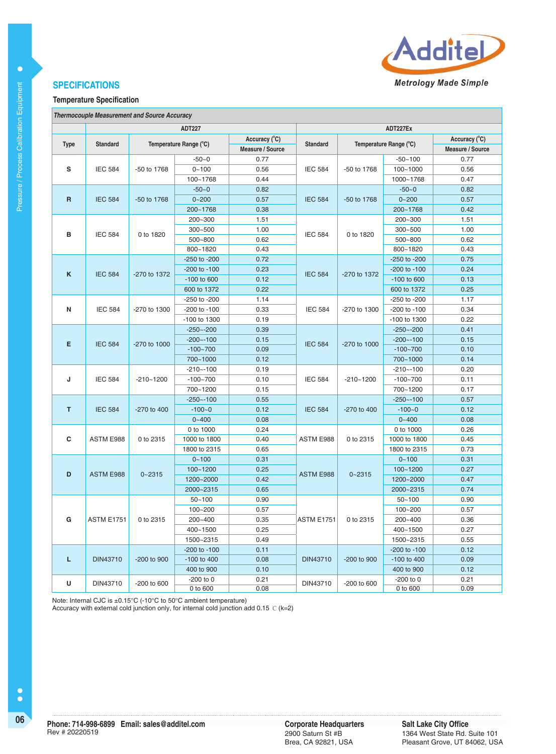## SPECIFICATIONS

### Temperature Specification

| *Thermocouple Measurement and Source Accuracy* | | | | | | | | |
|---|---|---|---|---|---|---|---|---|
| | ADT227 | | | | ADT227Ex | | | |
| Type | Standard | Temperature Range (°C) | | Accuracy (°C) Measure / Source | Standard | Temperature Range (°C) | | Accuracy (°C) Measure / Source |
| S | IEC 584 | -50 to 1768 | -50~0 | 0.77 | IEC 584 | -50 to 1768 | -50~100 | 0.77 |
| | | | 0~100 | 0.56 | | | 100~1000 | 0.56 |
| | | | 100~1768 | 0.44 | | | 1000~1768 | 0.47 |
| R | IEC 584 | -50 to 1768 | -50~0 | 0.82 | IEC 584 | -50 to 1768 | -50~0 | 0.82 |
| | | | 0~200 | 0.57 | | | 0~200 | 0.57 |
| | | | 200~1768 | 0.38 | | | 200~1768 | 0.42 |
| B | IEC 584 | 0 to 1820 | 200~300 | 1.51 | IEC 584 | 0 to 1820 | 200~300 | 1.51 |
| | | | 300~500 | 1.00 | | | 300~500 | 1.00 |
| | | | 500~800 | 0.62 | | | 500~800 | 0.62 |
| | | | 800~1820 | 0.43 | | | 800~1820 | 0.43 |
| K | IEC 584 | -270 to 1372 | -250 to -200 | 0.72 | IEC 584 | -270 to 1372 | -250 to -200 | 0.75 |
| | | | -200 to -100 | 0.23 | | | -200 to -100 | 0.24 |
| | | | -100 to 600 | 0.12 | | | -100 to 600 | 0.13 |
| | | | 600 to 1372 | 0.22 | | | 600 to 1372 | 0.25 |
| N | IEC 584 | -270 to 1300 | -250 to -200 | 1.14 | IEC 584 | -270 to 1300 | -250 to -200 | 1.17 |
| | | | -200 to -100 | 0.33 | | | -200 to -100 | 0.34 |
| | | | -100 to 1300 | 0.19 | | | -100 to 1300 | 0.22 |
| E | IEC 584 | -270 to 1000 | -250~-200 | 0.39 | IEC 584 | -270 to 1000 | -250~-200 | 0.41 |
| | | | -200~-100 | 0.15 | | | -200~-100 | 0.15 |
| | | | -100~700 | 0.09 | | | -100~700 | 0.10 |
| | | | 700~1000 | 0.12 | | | 700~1000 | 0.14 |
| J | IEC 584 | -210~1200 | -210~-100 | 0.19 | IEC 584 | -210~1200 | -210~-100 | 0.20 |
| | | | -100~700 | 0.10 | | | -100~700 | 0.11 |
| | | | 700~1200 | 0.15 | | | 700~1200 | 0.17 |
| T | IEC 584 | -270 to 400 | -250~-100 | 0.55 | IEC 584 | -270 to 400 | -250~-100 | 0.57 |
| | | | -100~0 | 0.12 | | | -100~0 | 0.12 |
| | | | 0~400 | 0.08 | | | 0~400 | 0.08 |
| C | ASTM E988 | 0 to 2315 | 0 to 1000 | 0.24 | ASTM E988 | 0 to 2315 | 0 to 1000 | 0.26 |
| | | | 1000 to 1800 | 0.40 | | | 1000 to 1800 | 0.45 |
| | | | 1800 to 2315 | 0.65 | | | 1800 to 2315 | 0.73 |
| D | ASTM E988 | 0~2315 | 0~100 | 0.31 | ASTM E988 | 0~2315 | 0~100 | 0.31 |
| | | | 100~1200 | 0.25 | | | 100~1200 | 0.27 |
| | | | 1200~2000 | 0.42 | | | 1200~2000 | 0.47 |
| | | | 2000~2315 | 0.65 | | | 2000~2315 | 0.74 |
| G | ASTM E1751 | 0 to 2315 | 50~100 | 0.90 | ASTM E1751 | 0 to 2315 | 50~100 | 0.90 |
| | | | 100~200 | 0.57 | | | 100~200 | 0.57 |
| | | | 200~400 | 0.35 | | | 200~400 | 0.36 |
| | | | 400~1500 | 0.25 | | | 400~1500 | 0.27 |
| | | | 1500~2315 | 0.49 | | | 1500~2315 | 0.55 |
| L | DIN43710 | -200 to 900 | -200 to -100 | 0.11 | DIN43710 | -200 to 900 | -200 to -100 | 0.12 |
| | | | -100 to 400 | 0.08 | | | -100 to 400 | 0.09 |
| | | | 400 to 900 | 0.10 | | | 400 to 900 | 0.12 |
| U | DIN43710 | -200 to 600 | -200 to 0 | 0.21 | DIN43710 | -200 to 600 | -200 to 0 | 0.21 |
| | | | 0 to 600 | 0.08 | | | 0 to 600 | 0.09 |

Note: Internal CJC is ±0.15°C (-10°C to 50°C ambient temperature)
Accuracy with external cold junction only, for internal cold junction add 0.15 ℃ (k=2)

**Phone: 714-998-6899 Email: sales@additel.com**
Rev # 20220519

**Corporate Headquarters**
2900 Saturn St #B
Brea, CA 92821, USA

**Salt Lake City Office**
1364 West State Rd. Suite 101
Pleasant Grove, UT 84062, USA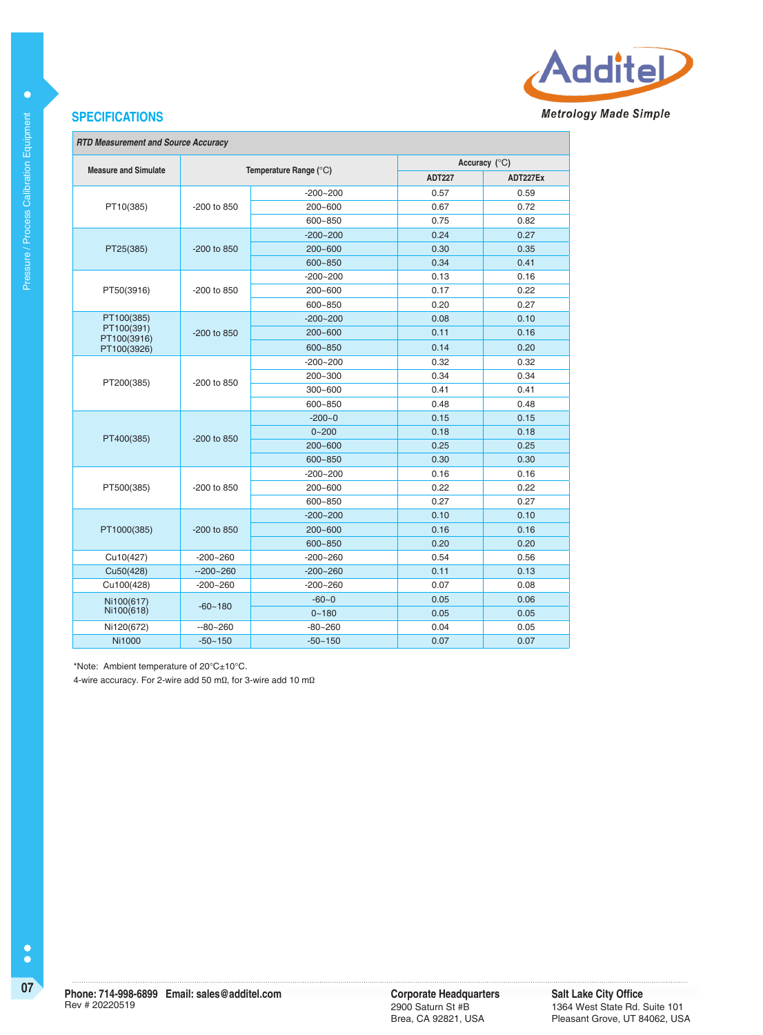## SPECIFICATIONS

| RTD Measurement and Source Accuracy | | | | |
|---|---|---|---|---|
| Measure and Simulate | Temperature Range (°C) | | Accuracy (°C) | |
| | | | ADT227 | ADT227Ex |
| PT10(385) | -200 to 850 | -200~200 | 0.57 | 0.59 |
| | | 200~600 | 0.67 | 0.72 |
| | | 600~850 | 0.75 | 0.82 |
| PT25(385) | -200 to 850 | -200~200 | 0.24 | 0.27 |
| | | 200~600 | 0.30 | 0.35 |
| | | 600~850 | 0.34 | 0.41 |
| PT50(3916) | -200 to 850 | -200~200 | 0.13 | 0.16 |
| | | 200~600 | 0.17 | 0.22 |
| | | 600~850 | 0.20 | 0.27 |
| PT100(385) PT100(391) PT100(3916) PT100(3926) | -200 to 850 | -200~200 | 0.08 | 0.10 |
| | | 200~600 | 0.11 | 0.16 |
| | | 600~850 | 0.14 | 0.20 |
| PT200(385) | -200 to 850 | -200~200 | 0.32 | 0.32 |
| | | 200~300 | 0.34 | 0.34 |
| | | 300~600 | 0.41 | 0.41 |
| | | 600~850 | 0.48 | 0.48 |
| PT400(385) | -200 to 850 | -200~0 | 0.15 | 0.15 |
| | | 0~200 | 0.18 | 0.18 |
| | | 200~600 | 0.25 | 0.25 |
| | | 600~850 | 0.30 | 0.30 |
| PT500(385) | -200 to 850 | -200~200 | 0.16 | 0.16 |
| | | 200~600 | 0.22 | 0.22 |
| | | 600~850 | 0.27 | 0.27 |
| PT1000(385) | -200 to 850 | -200~200 | 0.10 | 0.10 |
| | | 200~600 | 0.16 | 0.16 |
| | | 600~850 | 0.20 | 0.20 |
| Cu10(427) | -200~260 | -200~260 | 0.54 | 0.56 |
| Cu50(428) | --200~260 | -200~260 | 0.11 | 0.13 |
| Cu100(428) | -200~260 | -200~260 | 0.07 | 0.08 |
| Ni100(617) Ni100(618) | -60~180 | -60~0 | 0.05 | 0.06 |
| | | 0~180 | 0.05 | 0.05 |
| Ni120(672) | --80~260 | -80~260 | 0.04 | 0.05 |
| Ni1000 | -50~150 | -50~150 | 0.07 | 0.07 |

*Note: Ambient temperature of 20°C±10°C.
4-wire accuracy. For 2-wire add 50 mΩ, for 3-wire add 10 mΩ

**Phone: 714-998-6899 Email: sales@additel.com**
Rev # 20220519

**Corporate Headquarters**
2900 Saturn St #B
Brea, CA 92821, USA

**Salt Lake City Office**
1364 West State Rd. Suite 101
Pleasant Grove, UT 84062, USA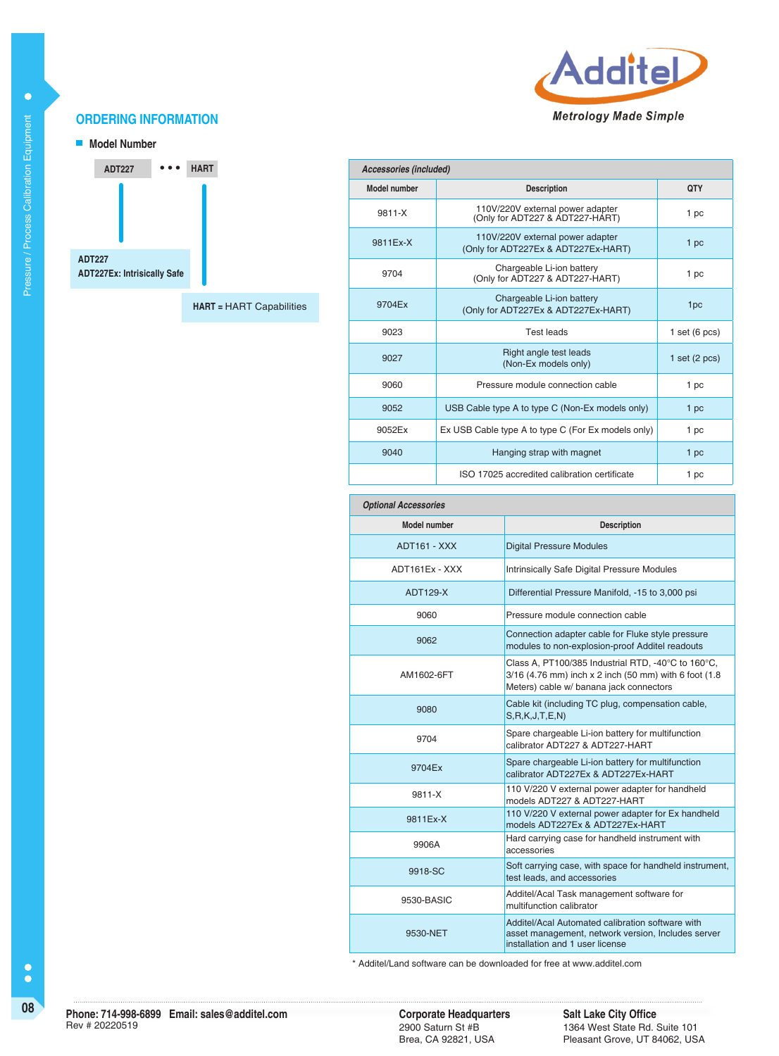## ORDERING INFORMATION

### Model Number

ADT227 • • • HART

**ADT227**
**ADT227Ex: Intrisically Safe**

**HART** = HART Capabilities

| *Accessories (included)* | | |
|---|---|---|
| **Model number** | **Description** | **QTY** |
| 9811-X | 110V/220V external power adapter (Only for ADT227 & ADT227-HART) | 1 pc |
| 9811Ex-X | 110V/220V external power adapter (Only for ADT227Ex & ADT227Ex-HART) | 1 pc |
| 9704 | Chargeable Li-ion battery (Only for ADT227 & ADT227-HART) | 1 pc |
| 9704Ex | Chargeable Li-ion battery (Only for ADT227Ex & ADT227Ex-HART) | 1pc |
| 9023 | Test leads | 1 set (6 pcs) |
| 9027 | Right angle test leads (Non-Ex models only) | 1 set (2 pcs) |
| 9060 | Pressure module connection cable | 1 pc |
| 9052 | USB Cable type A to type C (Non-Ex models only) | 1 pc |
| 9052Ex | Ex USB Cable type A to type C (For Ex models only) | 1 pc |
| 9040 | Hanging strap with magnet | 1 pc |
| | ISO 17025 accredited calibration certificate | 1 pc |

| *Optional Accessories* | |
|---|---|
| **Model number** | **Description** |
| ADT161 - XXX | Digital Pressure Modules |
| ADT161Ex - XXX | Intrinsically Safe Digital Pressure Modules |
| ADT129-X | Differential Pressure Manifold, -15 to 3,000 psi |
| 9060 | Pressure module connection cable |
| 9062 | Connection adapter cable for Fluke style pressure modules to non-explosion-proof Additel readouts |
| AM1602-6FT | Class A, PT100/385 Industrial RTD, -40°C to 160°C, 3/16 (4.76 mm) inch x 2 inch (50 mm) with 6 foot (1.8 Meters) cable w/ banana jack connectors |
| 9080 | Cable kit (including TC plug, compensation cable, S,R,K,J,T,E,N) |
| 9704 | Spare chargeable Li-ion battery for multifunction calibrator ADT227 & ADT227-HART |
| 9704Ex | Spare chargeable Li-ion battery for multifunction calibrator ADT227Ex & ADT227Ex-HART |
| 9811-X | 110 V/220 V external power adapter for handheld models ADT227 & ADT227-HART |
| 9811Ex-X | 110 V/220 V external power adapter for Ex handheld models ADT227Ex & ADT227Ex-HART |
| 9906A | Hard carrying case for handheld instrument with accessories |
| 9918-SC | Soft carrying case, with space for handheld instrument, test leads, and accessories |
| 9530-BASIC | Additel/Acal Task management software for multifunction calibrator |
| 9530-NET | Additel/Acal Automated calibration software with asset management, network version, Includes server installation and 1 user license |

* Additel/Land software can be downloaded for free at www.additel.com

**Phone: 714-998-6899 Email: sales@additel.com**
Rev # 20220519

**Corporate Headquarters**
2900 Saturn St #B
Brea, CA 92821, USA

**Salt Lake City Office**
1364 West State Rd. Suite 101
Pleasant Grove, UT 84062, USA